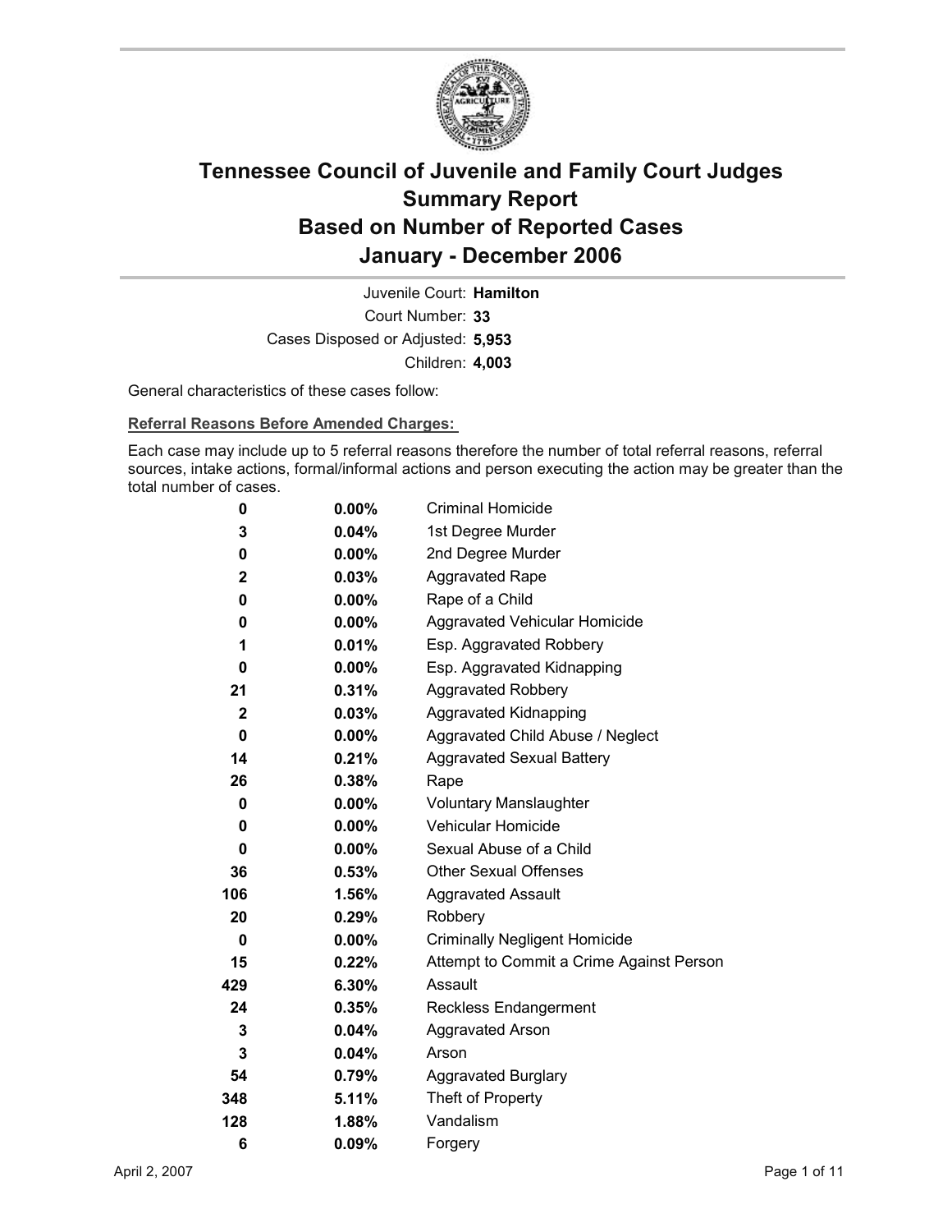# Tennessee Council of Juvenile and Family Court Judges
# Summary Report
# Based on Number of Reported Cases
# January - December 2006

Juvenile Court: **Hamilton**

Court Number: **33**

Cases Disposed or Adjusted: **5,953**

Children: **4,003**

General characteristics of these cases follow:

**Referral Reasons Before Amended Charges:**

Each case may include up to 5 referral reasons therefore the number of total referral reasons, referral sources, intake actions, formal/informal actions and person executing the action may be greater than the total number of cases.

| Count | Percent | Referral Reason |
|---|---|---|
| 0 | 0.00% | Criminal Homicide |
| 3 | 0.04% | 1st Degree Murder |
| 0 | 0.00% | 2nd Degree Murder |
| 2 | 0.03% | Aggravated Rape |
| 0 | 0.00% | Rape of a Child |
| 0 | 0.00% | Aggravated Vehicular Homicide |
| 1 | 0.01% | Esp. Aggravated Robbery |
| 0 | 0.00% | Esp. Aggravated Kidnapping |
| 21 | 0.31% | Aggravated Robbery |
| 2 | 0.03% | Aggravated Kidnapping |
| 0 | 0.00% | Aggravated Child Abuse / Neglect |
| 14 | 0.21% | Aggravated Sexual Battery |
| 26 | 0.38% | Rape |
| 0 | 0.00% | Voluntary Manslaughter |
| 0 | 0.00% | Vehicular Homicide |
| 0 | 0.00% | Sexual Abuse of a Child |
| 36 | 0.53% | Other Sexual Offenses |
| 106 | 1.56% | Aggravated Assault |
| 20 | 0.29% | Robbery |
| 0 | 0.00% | Criminally Negligent Homicide |
| 15 | 0.22% | Attempt to Commit a Crime Against Person |
| 429 | 6.30% | Assault |
| 24 | 0.35% | Reckless Endangerment |
| 3 | 0.04% | Aggravated Arson |
| 3 | 0.04% | Arson |
| 54 | 0.79% | Aggravated Burglary |
| 348 | 5.11% | Theft of Property |
| 128 | 1.88% | Vandalism |
| 6 | 0.09% | Forgery |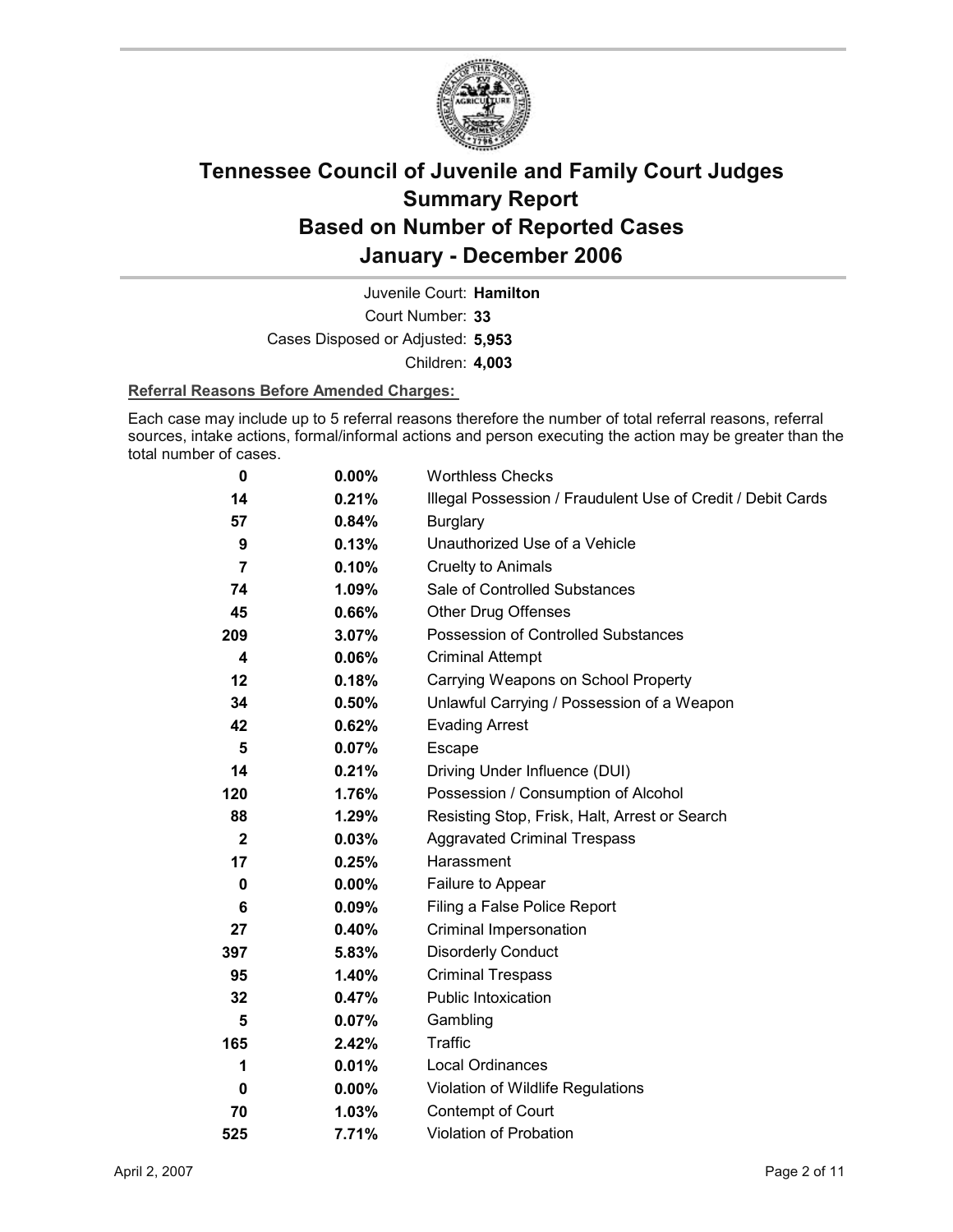# Tennessee Council of Juvenile and Family Court Judges
# Summary Report
# Based on Number of Reported Cases
# January - December 2006

Juvenile Court: **Hamilton**

Court Number: **33**

Cases Disposed or Adjusted: **5,953**

Children: **4,003**

**Referral Reasons Before Amended Charges:**

Each case may include up to 5 referral reasons therefore the number of total referral reasons, referral sources, intake actions, formal/informal actions and person executing the action may be greater than the total number of cases.

| Count | Percent | Referral Reason |
|---|---|---|
| 0 | 0.00% | Worthless Checks |
| 14 | 0.21% | Illegal Possession / Fraudulent Use of Credit / Debit Cards |
| 57 | 0.84% | Burglary |
| 9 | 0.13% | Unauthorized Use of a Vehicle |
| 7 | 0.10% | Cruelty to Animals |
| 74 | 1.09% | Sale of Controlled Substances |
| 45 | 0.66% | Other Drug Offenses |
| 209 | 3.07% | Possession of Controlled Substances |
| 4 | 0.06% | Criminal Attempt |
| 12 | 0.18% | Carrying Weapons on School Property |
| 34 | 0.50% | Unlawful Carrying / Possession of a Weapon |
| 42 | 0.62% | Evading Arrest |
| 5 | 0.07% | Escape |
| 14 | 0.21% | Driving Under Influence (DUI) |
| 120 | 1.76% | Possession / Consumption of Alcohol |
| 88 | 1.29% | Resisting Stop, Frisk, Halt, Arrest or Search |
| 2 | 0.03% | Aggravated Criminal Trespass |
| 17 | 0.25% | Harassment |
| 0 | 0.00% | Failure to Appear |
| 6 | 0.09% | Filing a False Police Report |
| 27 | 0.40% | Criminal Impersonation |
| 397 | 5.83% | Disorderly Conduct |
| 95 | 1.40% | Criminal Trespass |
| 32 | 0.47% | Public Intoxication |
| 5 | 0.07% | Gambling |
| 165 | 2.42% | Traffic |
| 1 | 0.01% | Local Ordinances |
| 0 | 0.00% | Violation of Wildlife Regulations |
| 70 | 1.03% | Contempt of Court |
| 525 | 7.71% | Violation of Probation |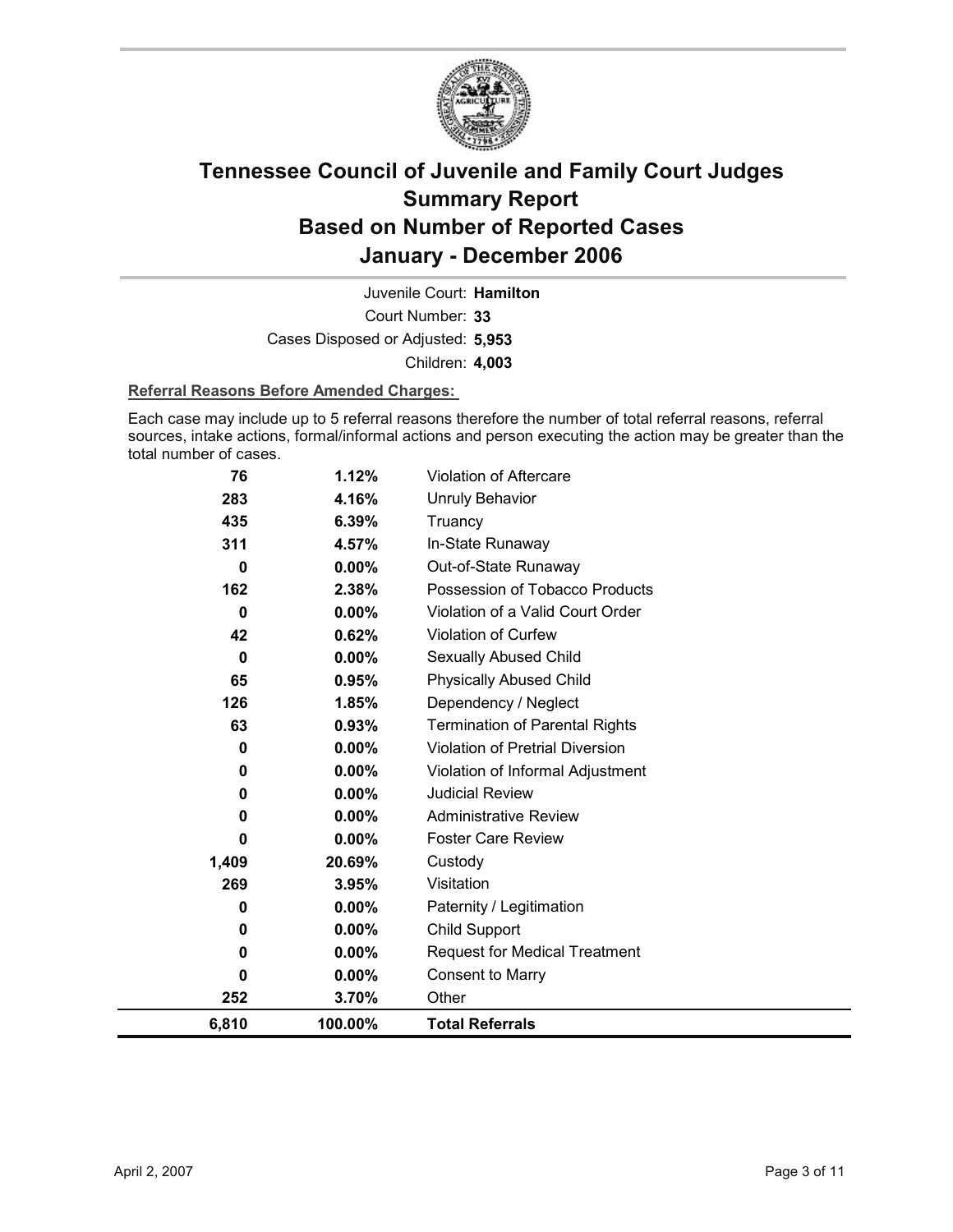# Tennessee Council of Juvenile and Family Court Judges
## Summary Report
## Based on Number of Reported Cases
## January - December 2006

Juvenile Court: **Hamilton**

Court Number: **33**

Cases Disposed or Adjusted: **5,953**

Children: **4,003**

**Referral Reasons Before Amended Charges:**

Each case may include up to 5 referral reasons therefore the number of total referral reasons, referral sources, intake actions, formal/informal actions and person executing the action may be greater than the total number of cases.

| | | |
|---|---|---|
| 76 | 1.12% | Violation of Aftercare |
| 283 | 4.16% | Unruly Behavior |
| 435 | 6.39% | Truancy |
| 311 | 4.57% | In-State Runaway |
| 0 | 0.00% | Out-of-State Runaway |
| 162 | 2.38% | Possession of Tobacco Products |
| 0 | 0.00% | Violation of a Valid Court Order |
| 42 | 0.62% | Violation of Curfew |
| 0 | 0.00% | Sexually Abused Child |
| 65 | 0.95% | Physically Abused Child |
| 126 | 1.85% | Dependency / Neglect |
| 63 | 0.93% | Termination of Parental Rights |
| 0 | 0.00% | Violation of Pretrial Diversion |
| 0 | 0.00% | Violation of Informal Adjustment |
| 0 | 0.00% | Judicial Review |
| 0 | 0.00% | Administrative Review |
| 0 | 0.00% | Foster Care Review |
| 1,409 | 20.69% | Custody |
| 269 | 3.95% | Visitation |
| 0 | 0.00% | Paternity / Legitimation |
| 0 | 0.00% | Child Support |
| 0 | 0.00% | Request for Medical Treatment |
| 0 | 0.00% | Consent to Marry |
| 252 | 3.70% | Other |
| **6,810** | **100.00%** | **Total Referrals** |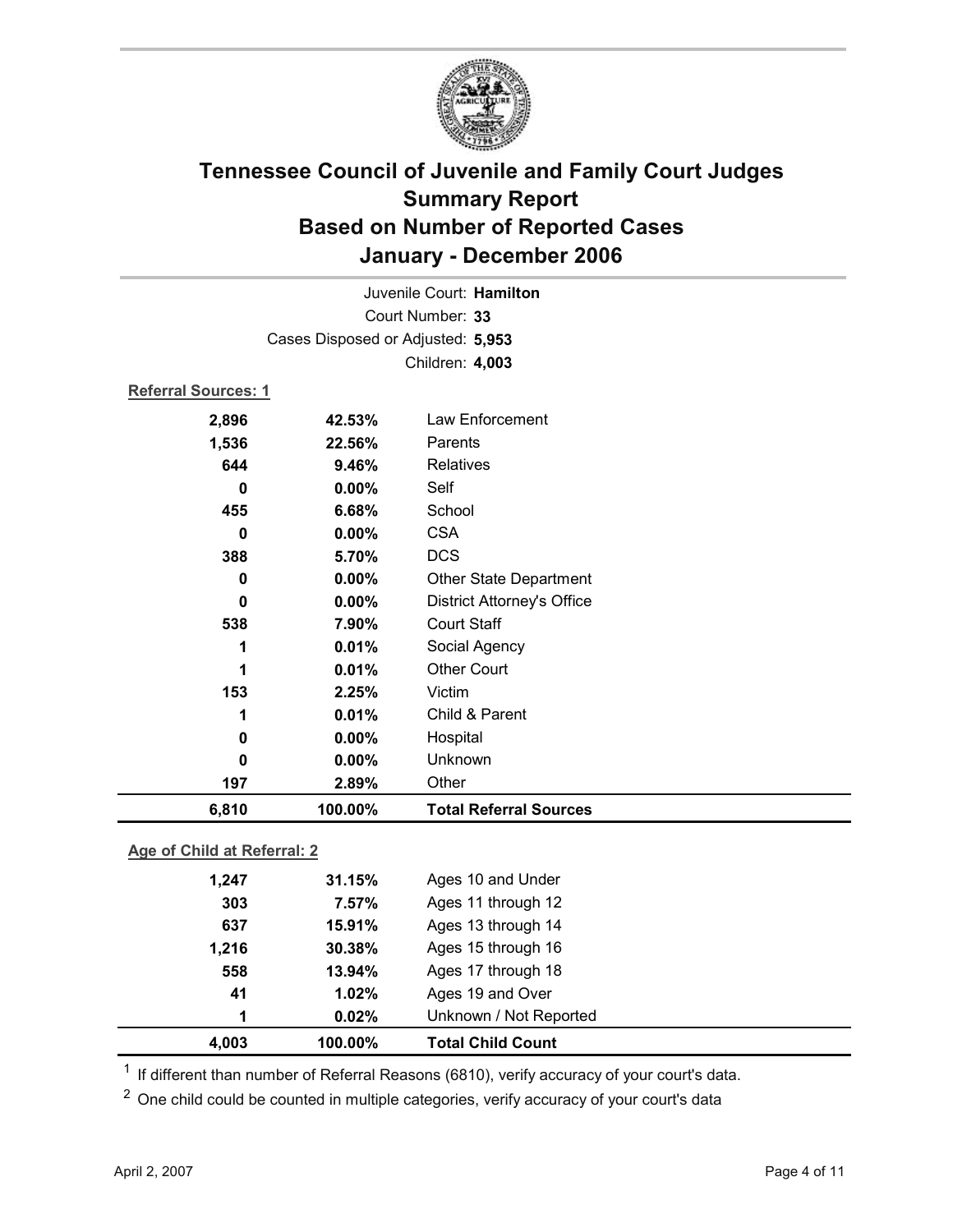# Tennessee Council of Juvenile and Family Court Judges
# Summary Report
# Based on Number of Reported Cases
# January - December 2006

Juvenile Court: **Hamilton**

Court Number: **33**

Cases Disposed or Adjusted: **5,953**

Children: **4,003**

**Referral Sources: 1**

| Count | Percent | Source |
|---|---|---|
| 2,896 | 42.53% | Law Enforcement |
| 1,536 | 22.56% | Parents |
| 644 | 9.46% | Relatives |
| 0 | 0.00% | Self |
| 455 | 6.68% | School |
| 0 | 0.00% | CSA |
| 388 | 5.70% | DCS |
| 0 | 0.00% | Other State Department |
| 0 | 0.00% | District Attorney's Office |
| 538 | 7.90% | Court Staff |
| 1 | 0.01% | Social Agency |
| 1 | 0.01% | Other Court |
| 153 | 2.25% | Victim |
| 1 | 0.01% | Child & Parent |
| 0 | 0.00% | Hospital |
| 0 | 0.00% | Unknown |
| 197 | 2.89% | Other |
| **6,810** | **100.00%** | **Total Referral Sources** |

**Age of Child at Referral: 2**

| Count | Percent | Age |
|---|---|---|
| 1,247 | 31.15% | Ages 10 and Under |
| 303 | 7.57% | Ages 11 through 12 |
| 637 | 15.91% | Ages 13 through 14 |
| 1,216 | 30.38% | Ages 15 through 16 |
| 558 | 13.94% | Ages 17 through 18 |
| 41 | 1.02% | Ages 19 and Over |
| 1 | 0.02% | Unknown / Not Reported |
| **4,003** | **100.00%** | **Total Child Count** |

[1] If different than number of Referral Reasons (6810), verify accuracy of your court's data.

[2] One child could be counted in multiple categories, verify accuracy of your court's data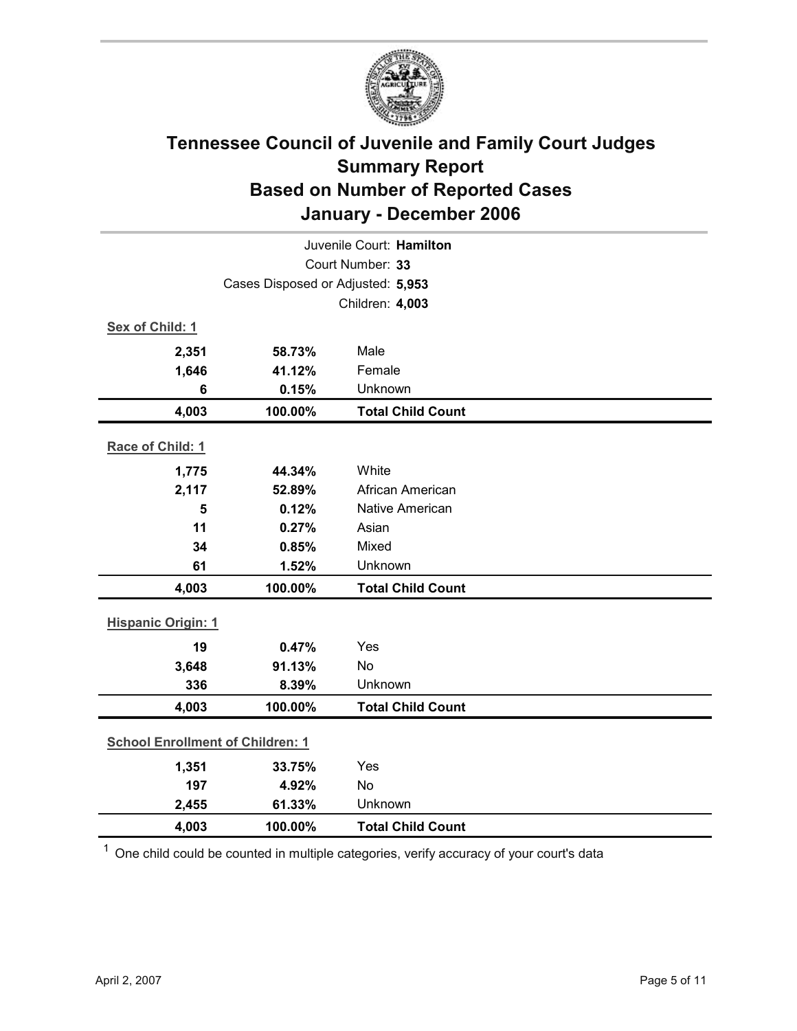# Tennessee Council of Juvenile and Family Court Judges
## Summary Report
## Based on Number of Reported Cases
## January - December 2006

Juvenile Court: **Hamilton**
Court Number: **33**
Cases Disposed or Adjusted: **5,953**
Children: **4,003**

**Sex of Child: 1**

| | | |
|---|---|---|
| **2,351** | **58.73%** | Male |
| **1,646** | **41.12%** | Female |
| **6** | **0.15%** | Unknown |
| **4,003** | **100.00%** | **Total Child Count** |

**Race of Child: 1**

| | | |
|---|---|---|
| **1,775** | **44.34%** | White |
| **2,117** | **52.89%** | African American |
| **5** | **0.12%** | Native American |
| **11** | **0.27%** | Asian |
| **34** | **0.85%** | Mixed |
| **61** | **1.52%** | Unknown |
| **4,003** | **100.00%** | **Total Child Count** |

**Hispanic Origin: 1**

| | | |
|---|---|---|
| **19** | **0.47%** | Yes |
| **3,648** | **91.13%** | No |
| **336** | **8.39%** | Unknown |
| **4,003** | **100.00%** | **Total Child Count** |

**School Enrollment of Children: 1**

| | | |
|---|---|---|
| **1,351** | **33.75%** | Yes |
| **197** | **4.92%** | No |
| **2,455** | **61.33%** | Unknown |
| **4,003** | **100.00%** | **Total Child Count** |

[1] One child could be counted in multiple categories, verify accuracy of your court's data

April 2, 2007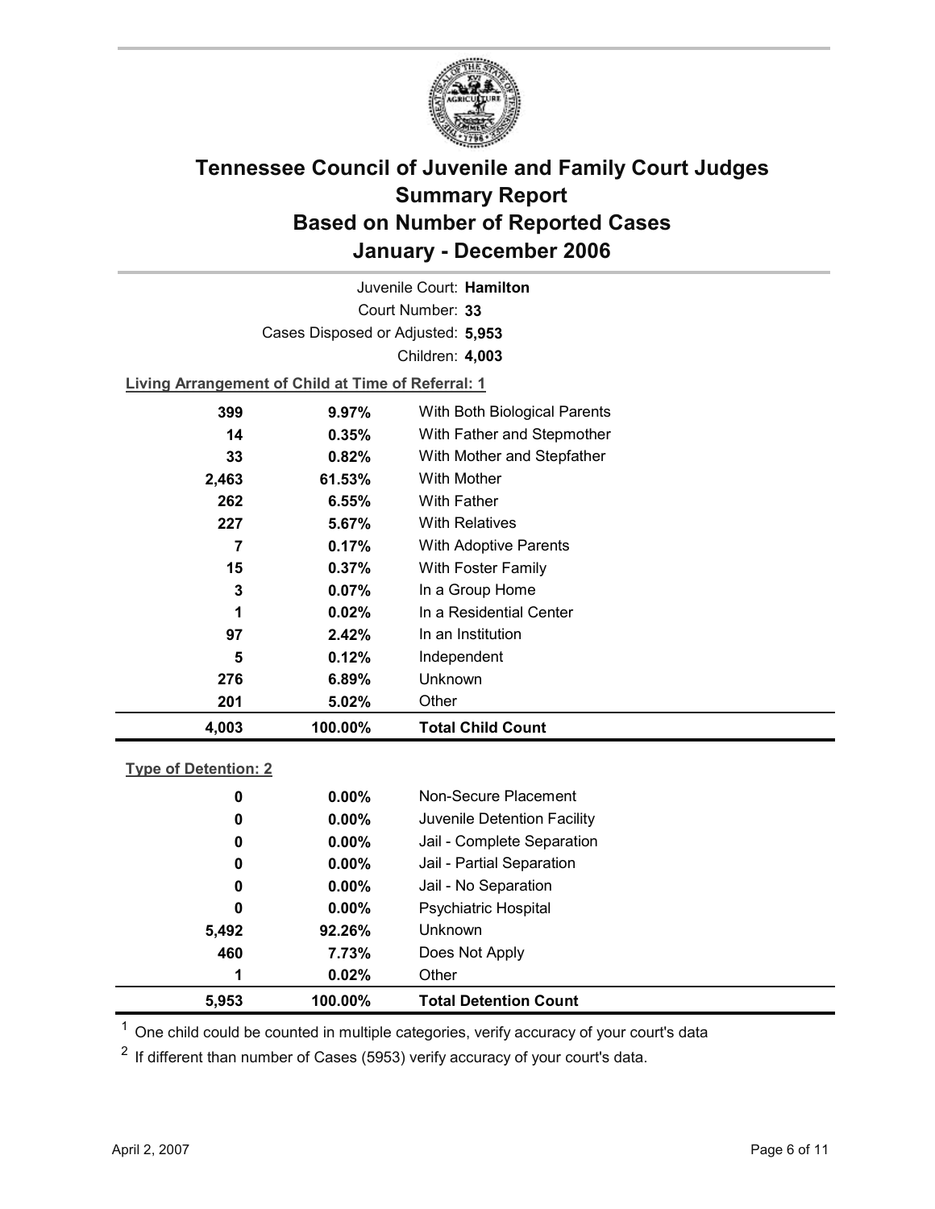# Tennessee Council of Juvenile and Family Court Judges
## Summary Report
## Based on Number of Reported Cases
## January - December 2006

Juvenile Court: **Hamilton**

Court Number: **33**

Cases Disposed or Adjusted: **5,953**

Children: **4,003**

**Living Arrangement of Child at Time of Referral: 1**

| Count | Percent | Category |
|---|---|---|
| 399 | 9.97% | With Both Biological Parents |
| 14 | 0.35% | With Father and Stepmother |
| 33 | 0.82% | With Mother and Stepfather |
| 2,463 | 61.53% | With Mother |
| 262 | 6.55% | With Father |
| 227 | 5.67% | With Relatives |
| 7 | 0.17% | With Adoptive Parents |
| 15 | 0.37% | With Foster Family |
| 3 | 0.07% | In a Group Home |
| 1 | 0.02% | In a Residential Center |
| 97 | 2.42% | In an Institution |
| 5 | 0.12% | Independent |
| 276 | 6.89% | Unknown |
| 201 | 5.02% | Other |
| **4,003** | **100.00%** | **Total Child Count** |

**Type of Detention: 2**

| Count | Percent | Category |
|---|---|---|
| 0 | 0.00% | Non-Secure Placement |
| 0 | 0.00% | Juvenile Detention Facility |
| 0 | 0.00% | Jail - Complete Separation |
| 0 | 0.00% | Jail - Partial Separation |
| 0 | 0.00% | Jail - No Separation |
| 0 | 0.00% | Psychiatric Hospital |
| 5,492 | 92.26% | Unknown |
| 460 | 7.73% | Does Not Apply |
| 1 | 0.02% | Other |
| **5,953** | **100.00%** | **Total Detention Count** |

[1] One child could be counted in multiple categories, verify accuracy of your court's data

[2] If different than number of Cases (5953) verify accuracy of your court's data.

April 2, 2007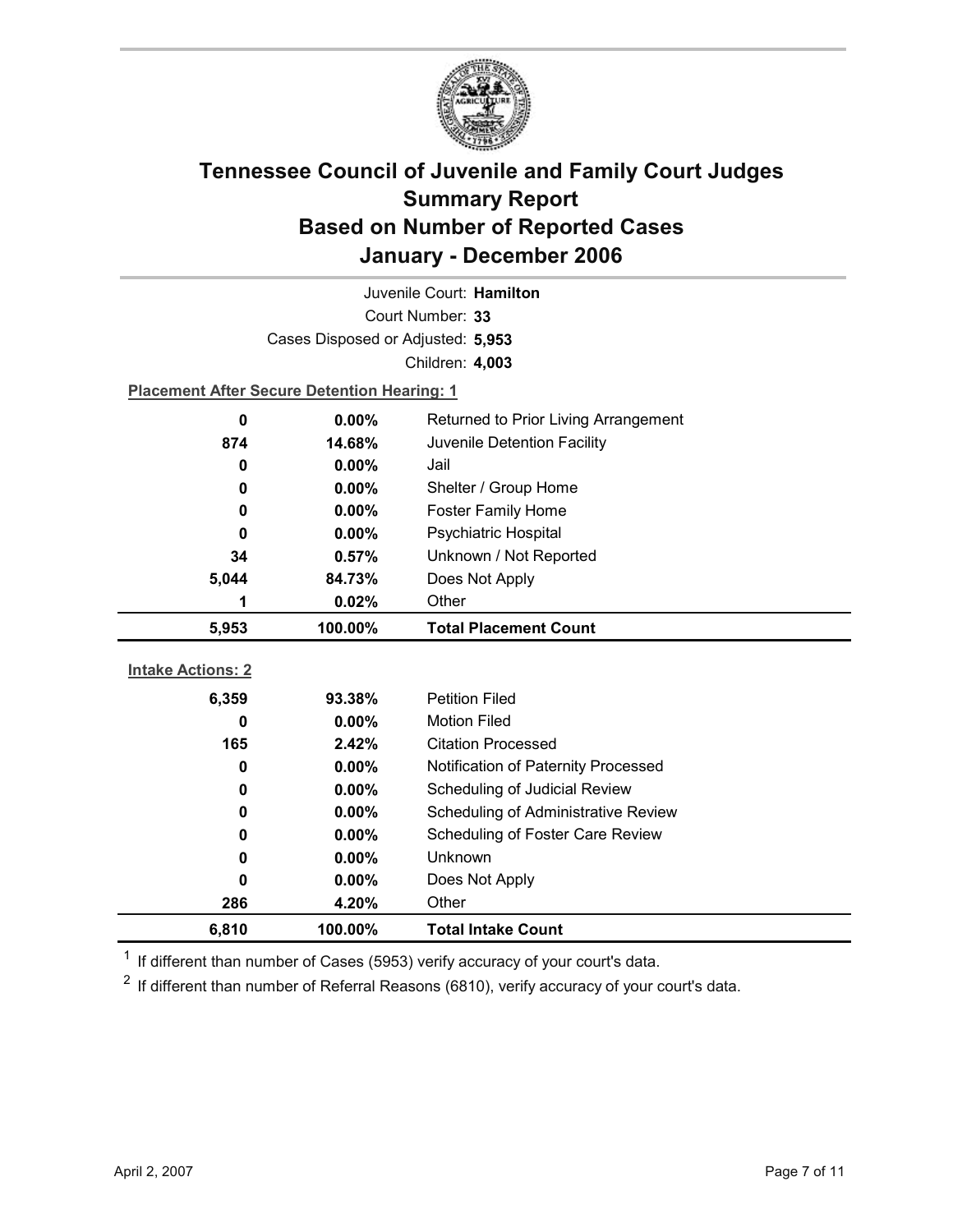# Tennessee Council of Juvenile and Family Court Judges Summary Report Based on Number of Reported Cases January - December 2006

Juvenile Court: **Hamilton**

Court Number: **33**

Cases Disposed or Adjusted: **5,953**

Children: **4,003**

**Placement After Secure Detention Hearing: 1**

| | | |
|---|---|---|
| 0 | 0.00% | Returned to Prior Living Arrangement |
| 874 | 14.68% | Juvenile Detention Facility |
| 0 | 0.00% | Jail |
| 0 | 0.00% | Shelter / Group Home |
| 0 | 0.00% | Foster Family Home |
| 0 | 0.00% | Psychiatric Hospital |
| 34 | 0.57% | Unknown / Not Reported |
| 5,044 | 84.73% | Does Not Apply |
| 1 | 0.02% | Other |
| **5,953** | **100.00%** | **Total Placement Count** |

**Intake Actions: 2**

| | | |
|---|---|---|
| 6,359 | 93.38% | Petition Filed |
| 0 | 0.00% | Motion Filed |
| 165 | 2.42% | Citation Processed |
| 0 | 0.00% | Notification of Paternity Processed |
| 0 | 0.00% | Scheduling of Judicial Review |
| 0 | 0.00% | Scheduling of Administrative Review |
| 0 | 0.00% | Scheduling of Foster Care Review |
| 0 | 0.00% | Unknown |
| 0 | 0.00% | Does Not Apply |
| 286 | 4.20% | Other |
| **6,810** | **100.00%** | **Total Intake Count** |

[1] If different than number of Cases (5953) verify accuracy of your court's data.

[2] If different than number of Referral Reasons (6810), verify accuracy of your court's data.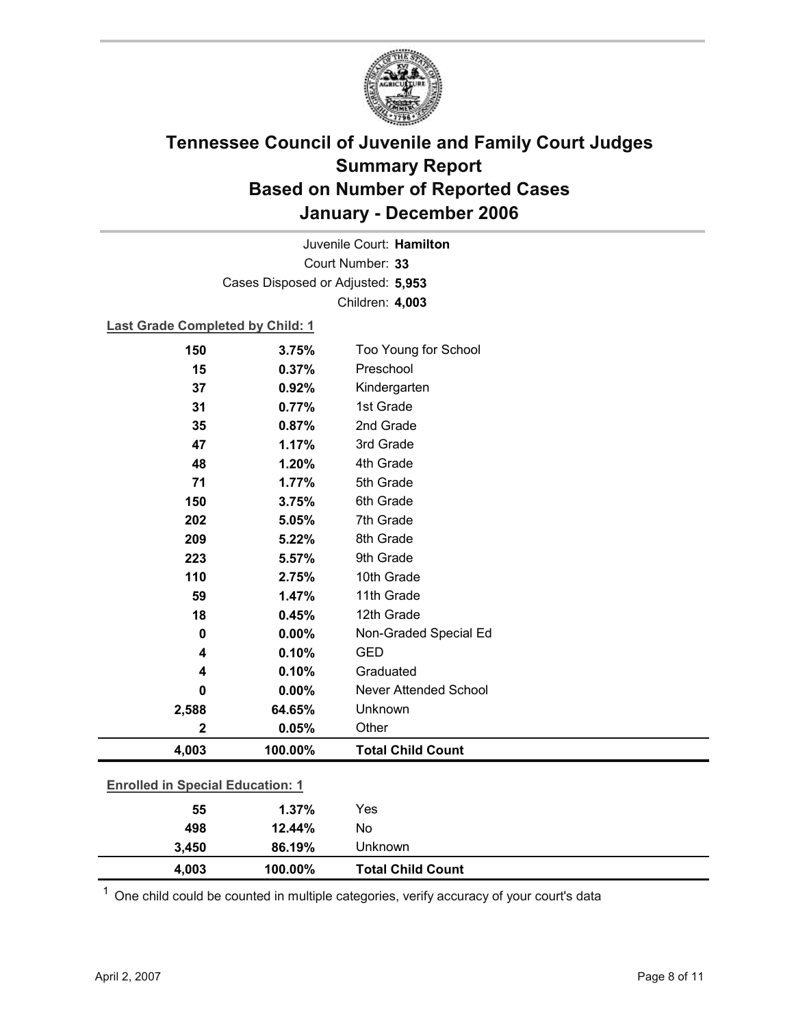# Tennessee Council of Juvenile and Family Court Judges
## Summary Report
## Based on Number of Reported Cases
## January - December 2006

Juvenile Court: **Hamilton**
Court Number: **33**
Cases Disposed or Adjusted: **5,953**
Children: **4,003**

**Last Grade Completed by Child: 1**

| Count | Percent | Category |
|---|---|---|
| 150 | 3.75% | Too Young for School |
| 15 | 0.37% | Preschool |
| 37 | 0.92% | Kindergarten |
| 31 | 0.77% | 1st Grade |
| 35 | 0.87% | 2nd Grade |
| 47 | 1.17% | 3rd Grade |
| 48 | 1.20% | 4th Grade |
| 71 | 1.77% | 5th Grade |
| 150 | 3.75% | 6th Grade |
| 202 | 5.05% | 7th Grade |
| 209 | 5.22% | 8th Grade |
| 223 | 5.57% | 9th Grade |
| 110 | 2.75% | 10th Grade |
| 59 | 1.47% | 11th Grade |
| 18 | 0.45% | 12th Grade |
| 0 | 0.00% | Non-Graded Special Ed |
| 4 | 0.10% | GED |
| 4 | 0.10% | Graduated |
| 0 | 0.00% | Never Attended School |
| 2,588 | 64.65% | Unknown |
| 2 | 0.05% | Other |
| **4,003** | **100.00%** | **Total Child Count** |

**Enrolled in Special Education: 1**

| Count | Percent | Category |
|---|---|---|
| 55 | 1.37% | Yes |
| 498 | 12.44% | No |
| 3,450 | 86.19% | Unknown |
| **4,003** | **100.00%** | **Total Child Count** |

[1] One child could be counted in multiple categories, verify accuracy of your court's data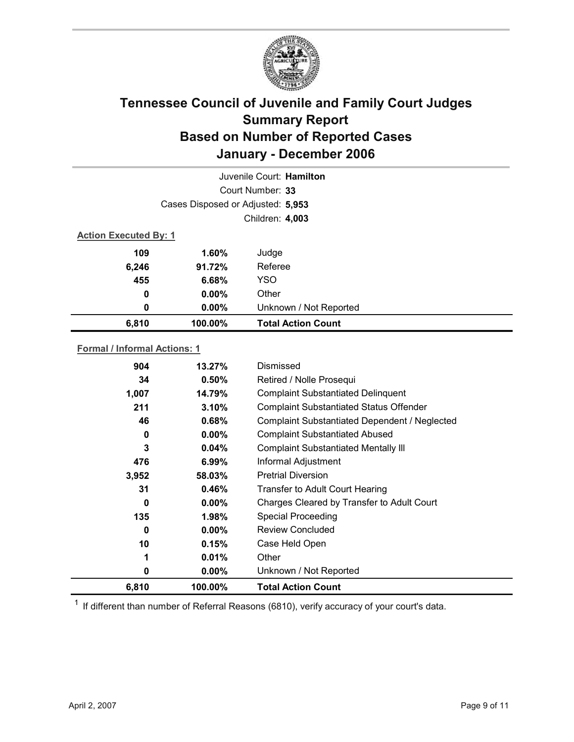# Tennessee Council of Juvenile and Family Court Judges
## Summary Report
## Based on Number of Reported Cases
## January - December 2006

Juvenile Court: **Hamilton**

Court Number: **33**

Cases Disposed or Adjusted: **5,953**

Children: **4,003**

**Action Executed By: 1**

| | | |
|---|---|---|
| **109** | **1.60%** | Judge |
| **6,246** | **91.72%** | Referee |
| **455** | **6.68%** | YSO |
| **0** | **0.00%** | Other |
| **0** | **0.00%** | Unknown / Not Reported |
| **6,810** | **100.00%** | **Total Action Count** |

**Formal / Informal Actions: 1**

| | | |
|---|---|---|
| **904** | **13.27%** | Dismissed |
| **34** | **0.50%** | Retired / Nolle Prosequi |
| **1,007** | **14.79%** | Complaint Substantiated Delinquent |
| **211** | **3.10%** | Complaint Substantiated Status Offender |
| **46** | **0.68%** | Complaint Substantiated Dependent / Neglected |
| **0** | **0.00%** | Complaint Substantiated Abused |
| **3** | **0.04%** | Complaint Substantiated Mentally Ill |
| **476** | **6.99%** | Informal Adjustment |
| **3,952** | **58.03%** | Pretrial Diversion |
| **31** | **0.46%** | Transfer to Adult Court Hearing |
| **0** | **0.00%** | Charges Cleared by Transfer to Adult Court |
| **135** | **1.98%** | Special Proceeding |
| **0** | **0.00%** | Review Concluded |
| **10** | **0.15%** | Case Held Open |
| **1** | **0.01%** | Other |
| **0** | **0.00%** | Unknown / Not Reported |
| **6,810** | **100.00%** | **Total Action Count** |

[1] If different than number of Referral Reasons (6810), verify accuracy of your court's data.

April 2, 2007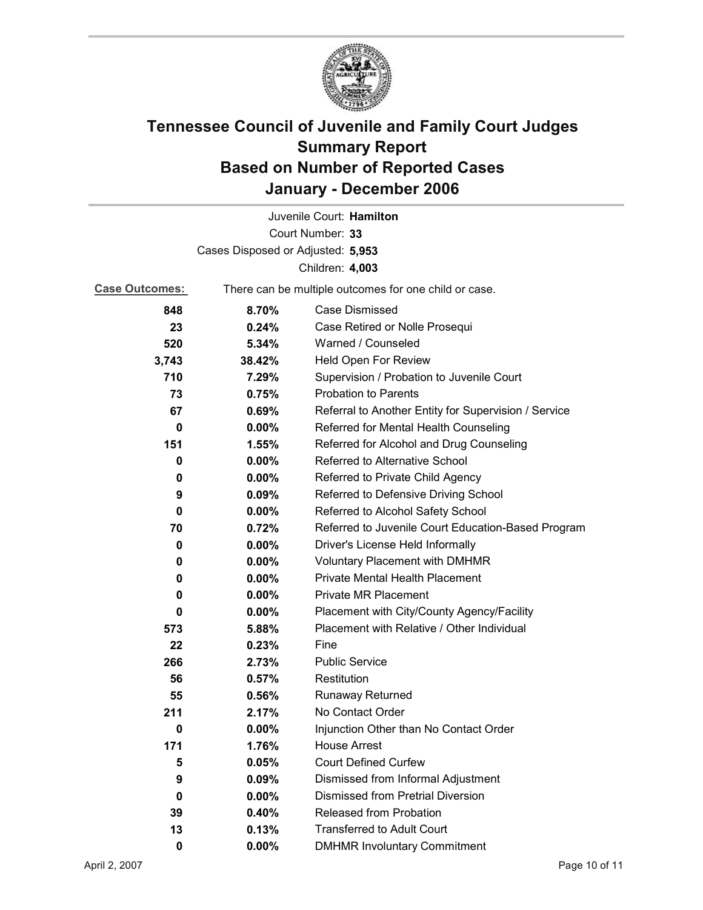# Tennessee Council of Juvenile and Family Court Judges
# Summary Report
# Based on Number of Reported Cases
# January - December 2006

Juvenile Court: **Hamilton**

Court Number: **33**

Cases Disposed or Adjusted: **5,953**

Children: **4,003**

**Case Outcomes:** There can be multiple outcomes for one child or case.

| Count | Percent | Outcome |
|---|---|---|
| **848** | **8.70%** | Case Dismissed |
| **23** | **0.24%** | Case Retired or Nolle Prosequi |
| **520** | **5.34%** | Warned / Counseled |
| **3,743** | **38.42%** | Held Open For Review |
| **710** | **7.29%** | Supervision / Probation to Juvenile Court |
| **73** | **0.75%** | Probation to Parents |
| **67** | **0.69%** | Referral to Another Entity for Supervision / Service |
| **0** | **0.00%** | Referred for Mental Health Counseling |
| **151** | **1.55%** | Referred for Alcohol and Drug Counseling |
| **0** | **0.00%** | Referred to Alternative School |
| **0** | **0.00%** | Referred to Private Child Agency |
| **9** | **0.09%** | Referred to Defensive Driving School |
| **0** | **0.00%** | Referred to Alcohol Safety School |
| **70** | **0.72%** | Referred to Juvenile Court Education-Based Program |
| **0** | **0.00%** | Driver's License Held Informally |
| **0** | **0.00%** | Voluntary Placement with DMHMR |
| **0** | **0.00%** | Private Mental Health Placement |
| **0** | **0.00%** | Private MR Placement |
| **0** | **0.00%** | Placement with City/County Agency/Facility |
| **573** | **5.88%** | Placement with Relative / Other Individual |
| **22** | **0.23%** | Fine |
| **266** | **2.73%** | Public Service |
| **56** | **0.57%** | Restitution |
| **55** | **0.56%** | Runaway Returned |
| **211** | **2.17%** | No Contact Order |
| **0** | **0.00%** | Injunction Other than No Contact Order |
| **171** | **1.76%** | House Arrest |
| **5** | **0.05%** | Court Defined Curfew |
| **9** | **0.09%** | Dismissed from Informal Adjustment |
| **0** | **0.00%** | Dismissed from Pretrial Diversion |
| **39** | **0.40%** | Released from Probation |
| **13** | **0.13%** | Transferred to Adult Court |
| **0** | **0.00%** | DMHMR Involuntary Commitment |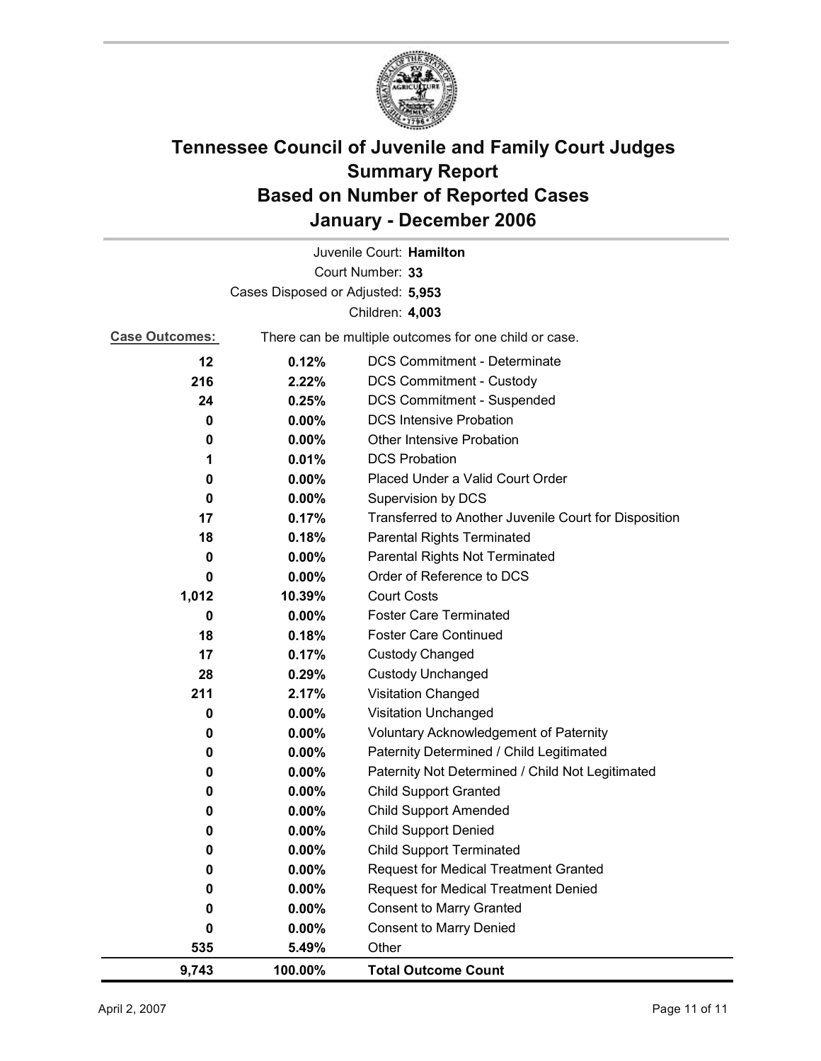# Tennessee Council of Juvenile and Family Court Judges
# Summary Report
# Based on Number of Reported Cases
# January - December 2006

Juvenile Court: **Hamilton**

Court Number: **33**

Cases Disposed or Adjusted: **5,953**

Children: **4,003**

**Case Outcomes:** There can be multiple outcomes for one child or case.

| | | |
|---|---|---|
| 12 | 0.12% | DCS Commitment - Determinate |
| 216 | 2.22% | DCS Commitment - Custody |
| 24 | 0.25% | DCS Commitment - Suspended |
| 0 | 0.00% | DCS Intensive Probation |
| 0 | 0.00% | Other Intensive Probation |
| 1 | 0.01% | DCS Probation |
| 0 | 0.00% | Placed Under a Valid Court Order |
| 0 | 0.00% | Supervision by DCS |
| 17 | 0.17% | Transferred to Another Juvenile Court for Disposition |
| 18 | 0.18% | Parental Rights Terminated |
| 0 | 0.00% | Parental Rights Not Terminated |
| 0 | 0.00% | Order of Reference to DCS |
| 1,012 | 10.39% | Court Costs |
| 0 | 0.00% | Foster Care Terminated |
| 18 | 0.18% | Foster Care Continued |
| 17 | 0.17% | Custody Changed |
| 28 | 0.29% | Custody Unchanged |
| 211 | 2.17% | Visitation Changed |
| 0 | 0.00% | Visitation Unchanged |
| 0 | 0.00% | Voluntary Acknowledgement of Paternity |
| 0 | 0.00% | Paternity Determined / Child Legitimated |
| 0 | 0.00% | Paternity Not Determined / Child Not Legitimated |
| 0 | 0.00% | Child Support Granted |
| 0 | 0.00% | Child Support Amended |
| 0 | 0.00% | Child Support Denied |
| 0 | 0.00% | Child Support Terminated |
| 0 | 0.00% | Request for Medical Treatment Granted |
| 0 | 0.00% | Request for Medical Treatment Denied |
| 0 | 0.00% | Consent to Marry Granted |
| 0 | 0.00% | Consent to Marry Denied |
| 535 | 5.49% | Other |
| **9,743** | **100.00%** | **Total Outcome Count** |